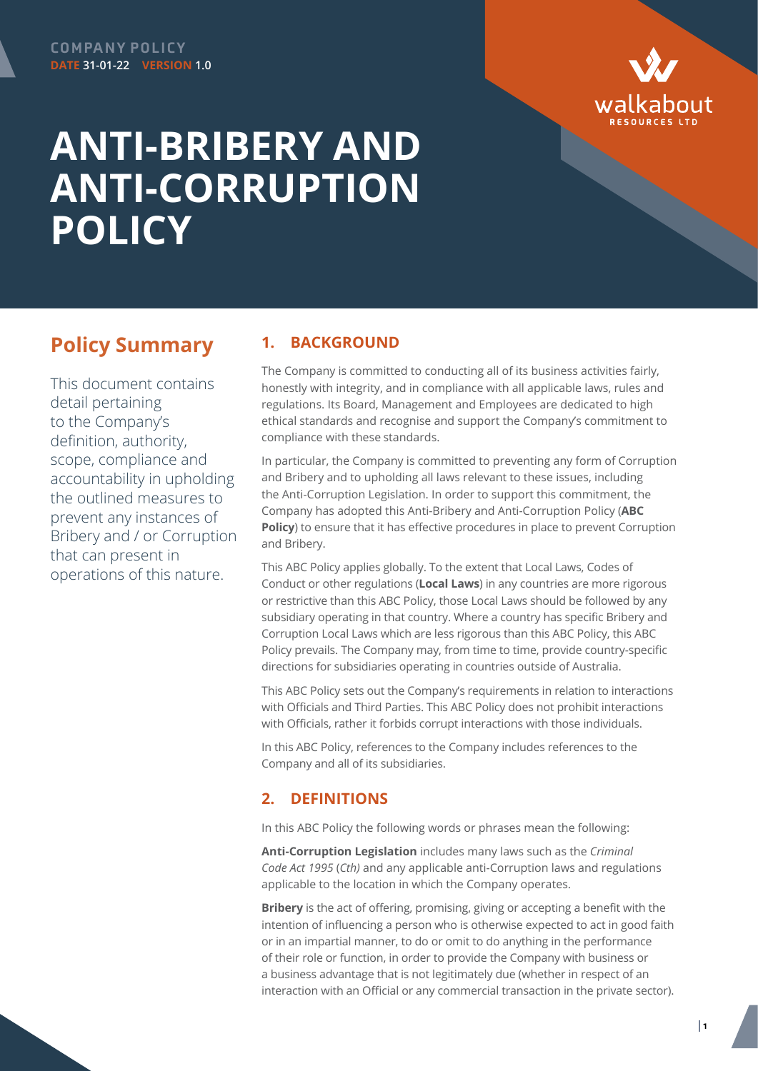**COMPANY POLICY**
**DATE** 31-01-22 **VERSION** 1.0

walkabout RESOURCES LTD

# ANTI-BRIBERY AND ANTI-CORRUPTION POLICY

## Policy Summary

This document contains detail pertaining to the Company's definition, authority, scope, compliance and accountability in upholding the outlined measures to prevent any instances of Bribery and / or Corruption that can present in operations of this nature.

## 1. BACKGROUND

The Company is committed to conducting all of its business activities fairly, honestly with integrity, and in compliance with all applicable laws, rules and regulations. Its Board, Management and Employees are dedicated to high ethical standards and recognise and support the Company's commitment to compliance with these standards.

In particular, the Company is committed to preventing any form of Corruption and Bribery and to upholding all laws relevant to these issues, including the Anti-Corruption Legislation. In order to support this commitment, the Company has adopted this Anti-Bribery and Anti-Corruption Policy (**ABC Policy**) to ensure that it has effective procedures in place to prevent Corruption and Bribery.

This ABC Policy applies globally. To the extent that Local Laws, Codes of Conduct or other regulations (**Local Laws**) in any countries are more rigorous or restrictive than this ABC Policy, those Local Laws should be followed by any subsidiary operating in that country. Where a country has specific Bribery and Corruption Local Laws which are less rigorous than this ABC Policy, this ABC Policy prevails. The Company may, from time to time, provide country-specific directions for subsidiaries operating in countries outside of Australia.

This ABC Policy sets out the Company's requirements in relation to interactions with Officials and Third Parties. This ABC Policy does not prohibit interactions with Officials, rather it forbids corrupt interactions with those individuals.

In this ABC Policy, references to the Company includes references to the Company and all of its subsidiaries.

## 2. DEFINITIONS

In this ABC Policy the following words or phrases mean the following:

**Anti-Corruption Legislation** includes many laws such as the *Criminal Code Act 1995* (*Cth)* and any applicable anti-Corruption laws and regulations applicable to the location in which the Company operates.

**Bribery** is the act of offering, promising, giving or accepting a benefit with the intention of influencing a person who is otherwise expected to act in good faith or in an impartial manner, to do or omit to do anything in the performance of their role or function, in order to provide the Company with business or a business advantage that is not legitimately due (whether in respect of an interaction with an Official or any commercial transaction in the private sector).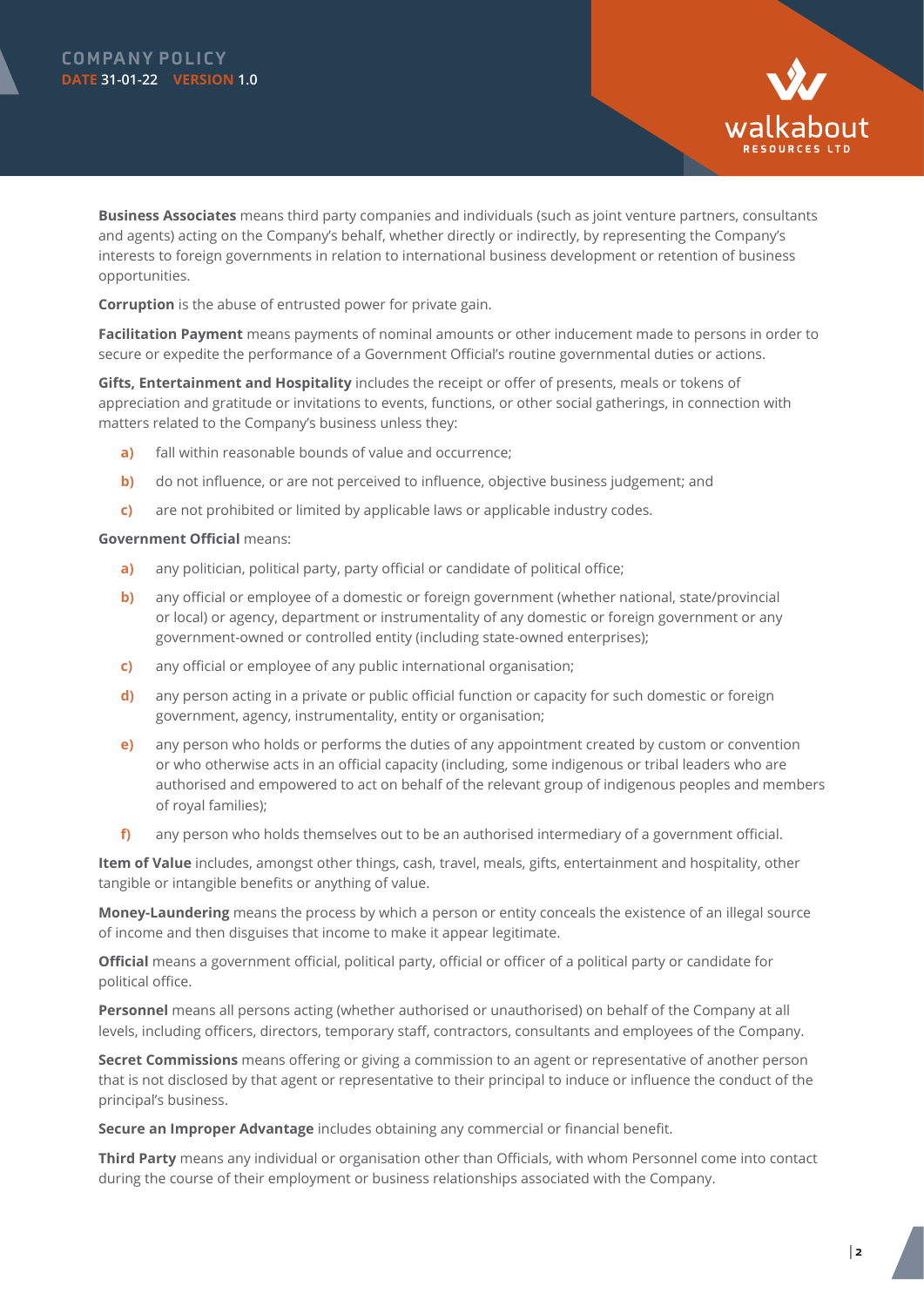**Business Associates** means third party companies and individuals (such as joint venture partners, consultants and agents) acting on the Company's behalf, whether directly or indirectly, by representing the Company's interests to foreign governments in relation to international business development or retention of business opportunities.

**Corruption** is the abuse of entrusted power for private gain.

**Facilitation Payment** means payments of nominal amounts or other inducement made to persons in order to secure or expedite the performance of a Government Official's routine governmental duties or actions.

**Gifts, Entertainment and Hospitality** includes the receipt or offer of presents, meals or tokens of appreciation and gratitude or invitations to events, functions, or other social gatherings, in connection with matters related to the Company's business unless they:

- **a)** fall within reasonable bounds of value and occurrence;
- **b)** do not influence, or are not perceived to influence, objective business judgement; and
- **c)** are not prohibited or limited by applicable laws or applicable industry codes.

**Government Official** means:

- **a)** any politician, political party, party official or candidate of political office;
- **b)** any official or employee of a domestic or foreign government (whether national, state/provincial or local) or agency, department or instrumentality of any domestic or foreign government or any government-owned or controlled entity (including state-owned enterprises);
- **c)** any official or employee of any public international organisation;
- **d)** any person acting in a private or public official function or capacity for such domestic or foreign government, agency, instrumentality, entity or organisation;
- **e)** any person who holds or performs the duties of any appointment created by custom or convention or who otherwise acts in an official capacity (including, some indigenous or tribal leaders who are authorised and empowered to act on behalf of the relevant group of indigenous peoples and members of royal families);
- **f)** any person who holds themselves out to be an authorised intermediary of a government official.

**Item of Value** includes, amongst other things, cash, travel, meals, gifts, entertainment and hospitality, other tangible or intangible benefits or anything of value.

**Money-Laundering** means the process by which a person or entity conceals the existence of an illegal source of income and then disguises that income to make it appear legitimate.

**Official** means a government official, political party, official or officer of a political party or candidate for political office.

**Personnel** means all persons acting (whether authorised or unauthorised) on behalf of the Company at all levels, including officers, directors, temporary staff, contractors, consultants and employees of the Company.

**Secret Commissions** means offering or giving a commission to an agent or representative of another person that is not disclosed by that agent or representative to their principal to induce or influence the conduct of the principal's business.

**Secure an Improper Advantage** includes obtaining any commercial or financial benefit.

**Third Party** means any individual or organisation other than Officials, with whom Personnel come into contact during the course of their employment or business relationships associated with the Company.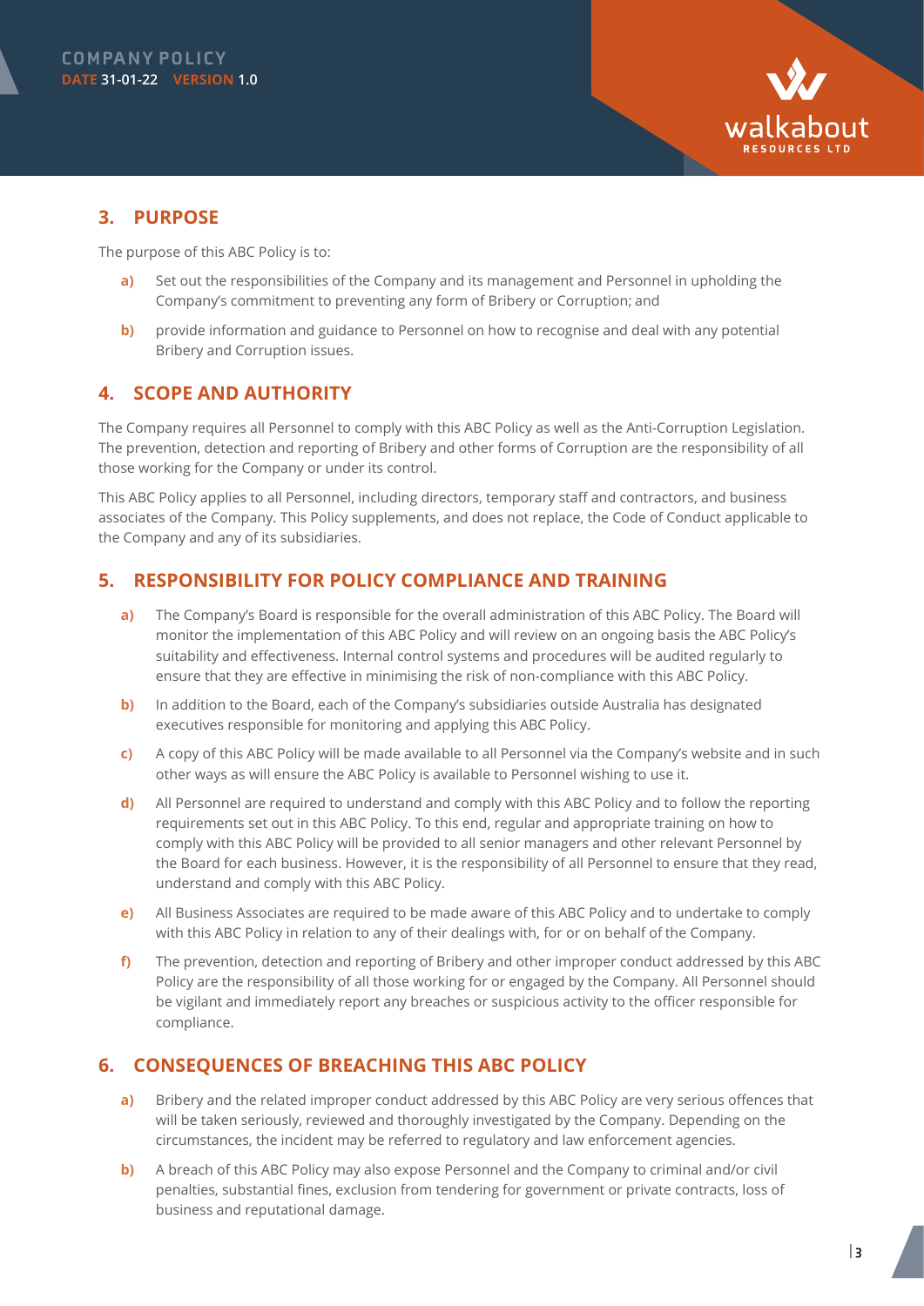## 3. PURPOSE

The purpose of this ABC Policy is to:

- **a)** Set out the responsibilities of the Company and its management and Personnel in upholding the Company's commitment to preventing any form of Bribery or Corruption; and
- **b)** provide information and guidance to Personnel on how to recognise and deal with any potential Bribery and Corruption issues.

## 4. SCOPE AND AUTHORITY

The Company requires all Personnel to comply with this ABC Policy as well as the Anti-Corruption Legislation. The prevention, detection and reporting of Bribery and other forms of Corruption are the responsibility of all those working for the Company or under its control.

This ABC Policy applies to all Personnel, including directors, temporary staff and contractors, and business associates of the Company. This Policy supplements, and does not replace, the Code of Conduct applicable to the Company and any of its subsidiaries.

## 5. RESPONSIBILITY FOR POLICY COMPLIANCE AND TRAINING

- **a)** The Company's Board is responsible for the overall administration of this ABC Policy. The Board will monitor the implementation of this ABC Policy and will review on an ongoing basis the ABC Policy's suitability and effectiveness. Internal control systems and procedures will be audited regularly to ensure that they are effective in minimising the risk of non-compliance with this ABC Policy.
- **b)** In addition to the Board, each of the Company's subsidiaries outside Australia has designated executives responsible for monitoring and applying this ABC Policy.
- **c)** A copy of this ABC Policy will be made available to all Personnel via the Company's website and in such other ways as will ensure the ABC Policy is available to Personnel wishing to use it.
- **d)** All Personnel are required to understand and comply with this ABC Policy and to follow the reporting requirements set out in this ABC Policy. To this end, regular and appropriate training on how to comply with this ABC Policy will be provided to all senior managers and other relevant Personnel by the Board for each business. However, it is the responsibility of all Personnel to ensure that they read, understand and comply with this ABC Policy.
- **e)** All Business Associates are required to be made aware of this ABC Policy and to undertake to comply with this ABC Policy in relation to any of their dealings with, for or on behalf of the Company.
- **f)** The prevention, detection and reporting of Bribery and other improper conduct addressed by this ABC Policy are the responsibility of all those working for or engaged by the Company. All Personnel should be vigilant and immediately report any breaches or suspicious activity to the officer responsible for compliance.

## 6. CONSEQUENCES OF BREACHING THIS ABC POLICY

- **a)** Bribery and the related improper conduct addressed by this ABC Policy are very serious offences that will be taken seriously, reviewed and thoroughly investigated by the Company. Depending on the circumstances, the incident may be referred to regulatory and law enforcement agencies.
- **b)** A breach of this ABC Policy may also expose Personnel and the Company to criminal and/or civil penalties, substantial fines, exclusion from tendering for government or private contracts, loss of business and reputational damage.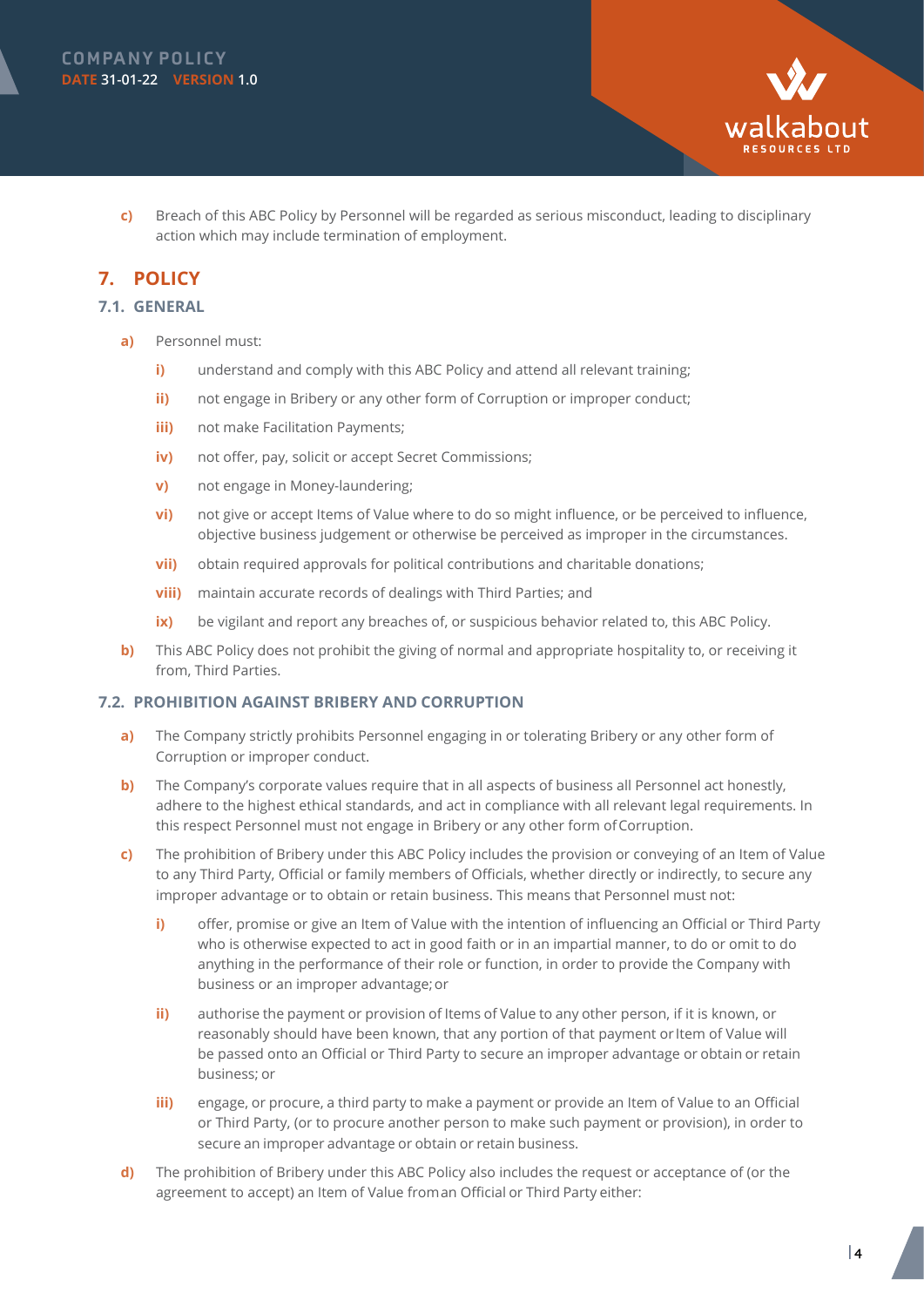**c)** Breach of this ABC Policy by Personnel will be regarded as serious misconduct, leading to disciplinary action which may include termination of employment.

## 7. POLICY

### 7.1. GENERAL

**a)** Personnel must:

- **i)** understand and comply with this ABC Policy and attend all relevant training;
- **ii)** not engage in Bribery or any other form of Corruption or improper conduct;
- **iii)** not make Facilitation Payments;
- **iv)** not offer, pay, solicit or accept Secret Commissions;
- **v)** not engage in Money-laundering;
- **vi)** not give or accept Items of Value where to do so might influence, or be perceived to influence, objective business judgement or otherwise be perceived as improper in the circumstances.
- **vii)** obtain required approvals for political contributions and charitable donations;
- **viii)** maintain accurate records of dealings with Third Parties; and
- **ix)** be vigilant and report any breaches of, or suspicious behavior related to, this ABC Policy.

**b)** This ABC Policy does not prohibit the giving of normal and appropriate hospitality to, or receiving it from, Third Parties.

### 7.2. PROHIBITION AGAINST BRIBERY AND CORRUPTION

**a)** The Company strictly prohibits Personnel engaging in or tolerating Bribery or any other form of Corruption or improper conduct.

**b)** The Company's corporate values require that in all aspects of business all Personnel act honestly, adhere to the highest ethical standards, and act in compliance with all relevant legal requirements. In this respect Personnel must not engage in Bribery or any other form of Corruption.

**c)** The prohibition of Bribery under this ABC Policy includes the provision or conveying of an Item of Value to any Third Party, Official or family members of Officials, whether directly or indirectly, to secure any improper advantage or to obtain or retain business. This means that Personnel must not:

- **i)** offer, promise or give an Item of Value with the intention of influencing an Official or Third Party who is otherwise expected to act in good faith or in an impartial manner, to do or omit to do anything in the performance of their role or function, in order to provide the Company with business or an improper advantage; or
- **ii)** authorise the payment or provision of Items of Value to any other person, if it is known, or reasonably should have been known, that any portion of that payment or Item of Value will be passed onto an Official or Third Party to secure an improper advantage or obtain or retain business; or
- **iii)** engage, or procure, a third party to make a payment or provide an Item of Value to an Official or Third Party, (or to procure another person to make such payment or provision), in order to secure an improper advantage or obtain or retain business.

**d)** The prohibition of Bribery under this ABC Policy also includes the request or acceptance of (or the agreement to accept) an Item of Value from an Official or Third Party either: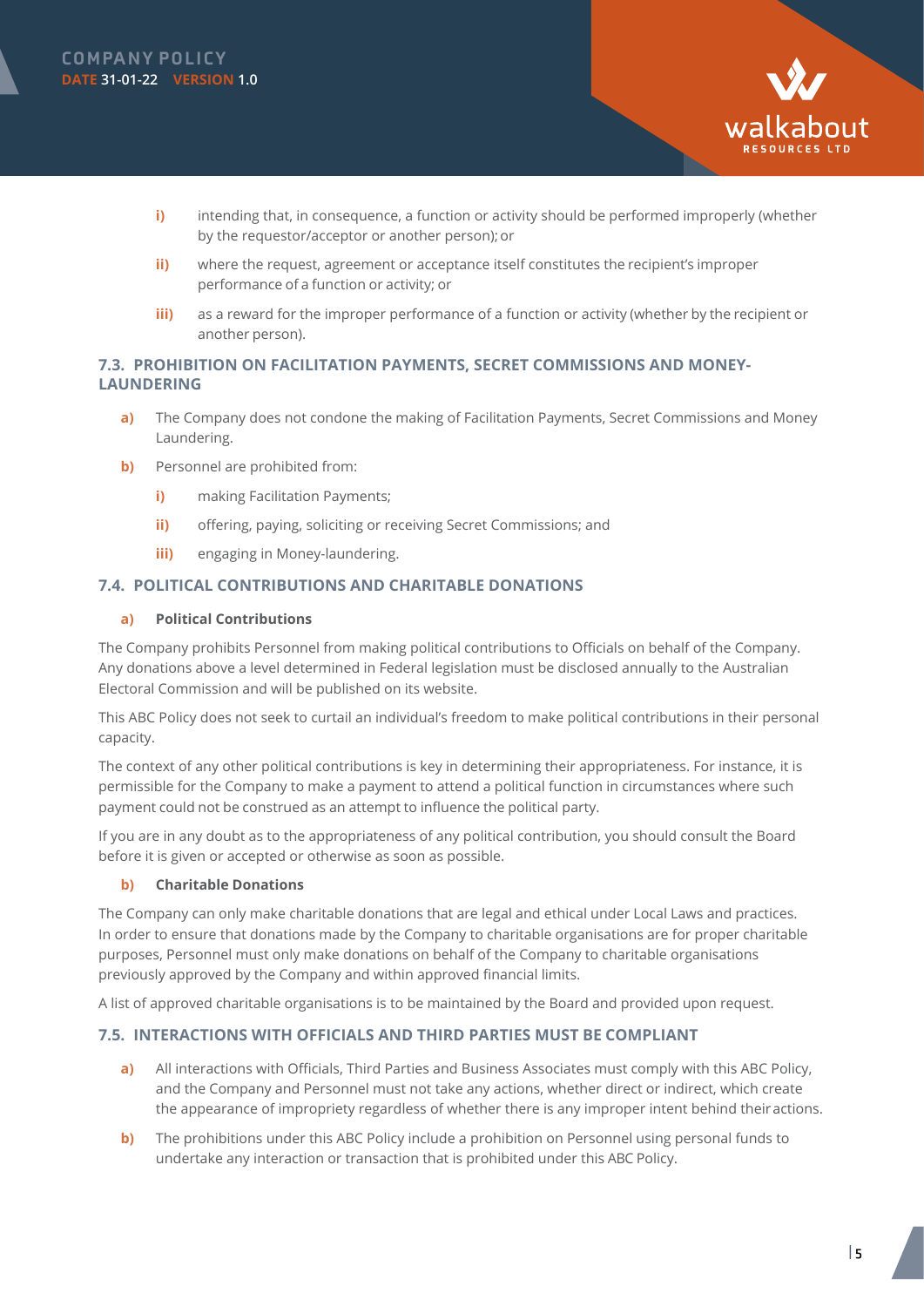i) intending that, in consequence, a function or activity should be performed improperly (whether by the requestor/acceptor or another person); or

ii) where the request, agreement or acceptance itself constitutes the recipient's improper performance of a function or activity; or

iii) as a reward for the improper performance of a function or activity (whether by the recipient or another person).

### 7.3. PROHIBITION ON FACILITATION PAYMENTS, SECRET COMMISSIONS AND MONEY-LAUNDERING

a) The Company does not condone the making of Facilitation Payments, Secret Commissions and Money Laundering.

b) Personnel are prohibited from:

   i) making Facilitation Payments;

   ii) offering, paying, soliciting or receiving Secret Commissions; and

   iii) engaging in Money-laundering.

### 7.4. POLITICAL CONTRIBUTIONS AND CHARITABLE DONATIONS

**a) Political Contributions**

The Company prohibits Personnel from making political contributions to Officials on behalf of the Company. Any donations above a level determined in Federal legislation must be disclosed annually to the Australian Electoral Commission and will be published on its website.

This ABC Policy does not seek to curtail an individual's freedom to make political contributions in their personal capacity.

The context of any other political contributions is key in determining their appropriateness. For instance, it is permissible for the Company to make a payment to attend a political function in circumstances where such payment could not be construed as an attempt to influence the political party.

If you are in any doubt as to the appropriateness of any political contribution, you should consult the Board before it is given or accepted or otherwise as soon as possible.

**b) Charitable Donations**

The Company can only make charitable donations that are legal and ethical under Local Laws and practices. In order to ensure that donations made by the Company to charitable organisations are for proper charitable purposes, Personnel must only make donations on behalf of the Company to charitable organisations previously approved by the Company and within approved financial limits.

A list of approved charitable organisations is to be maintained by the Board and provided upon request.

### 7.5. INTERACTIONS WITH OFFICIALS AND THIRD PARTIES MUST BE COMPLIANT

a) All interactions with Officials, Third Parties and Business Associates must comply with this ABC Policy, and the Company and Personnel must not take any actions, whether direct or indirect, which create the appearance of impropriety regardless of whether there is any improper intent behind their actions.

b) The prohibitions under this ABC Policy include a prohibition on Personnel using personal funds to undertake any interaction or transaction that is prohibited under this ABC Policy.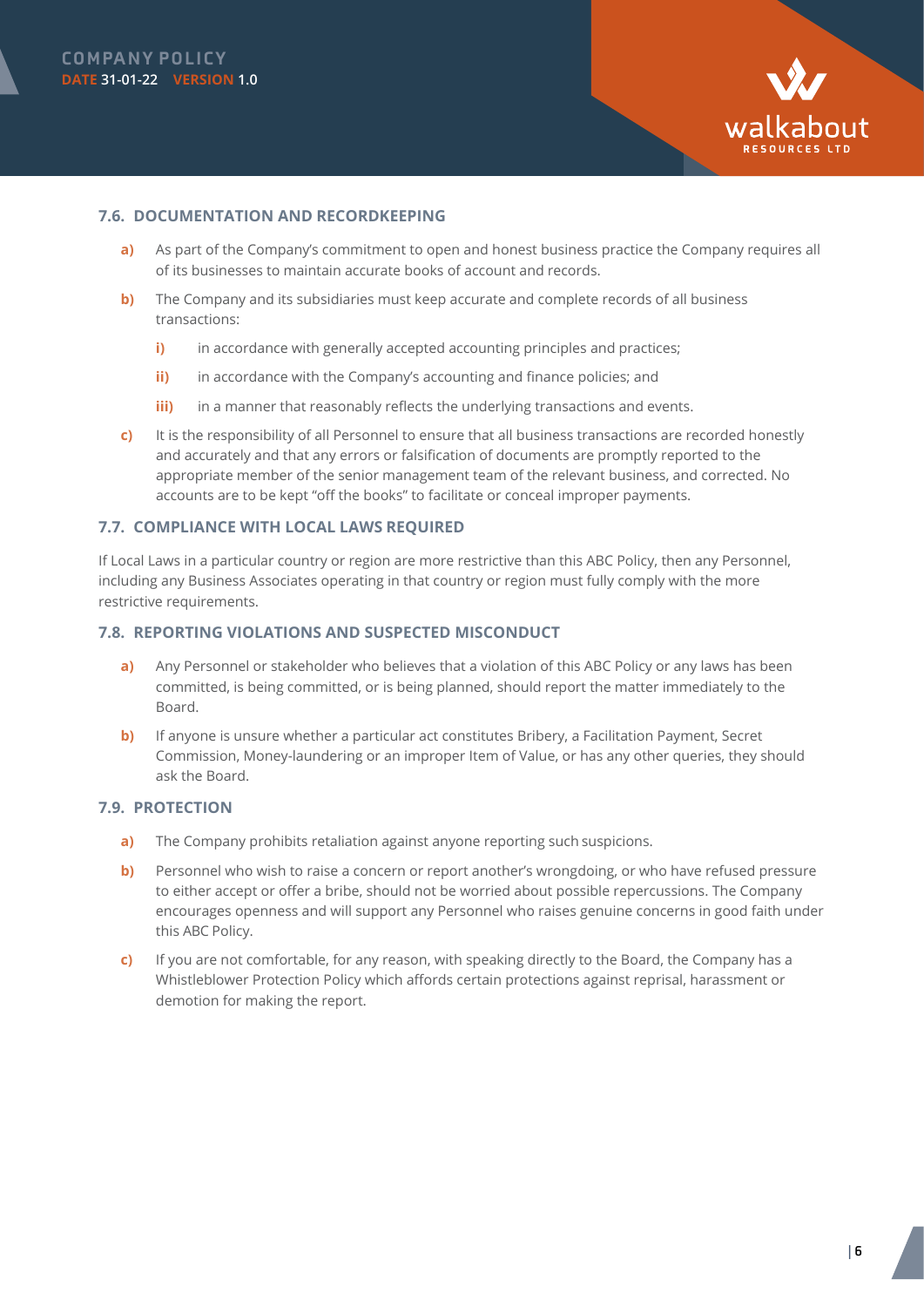### 7.6. DOCUMENTATION AND RECORDKEEPING

**a)** As part of the Company's commitment to open and honest business practice the Company requires all of its businesses to maintain accurate books of account and records.

**b)** The Company and its subsidiaries must keep accurate and complete records of all business transactions:

- **i)** in accordance with generally accepted accounting principles and practices;
- **ii)** in accordance with the Company's accounting and finance policies; and
- **iii)** in a manner that reasonably reflects the underlying transactions and events.

**c)** It is the responsibility of all Personnel to ensure that all business transactions are recorded honestly and accurately and that any errors or falsification of documents are promptly reported to the appropriate member of the senior management team of the relevant business, and corrected. No accounts are to be kept "off the books" to facilitate or conceal improper payments.

### 7.7. COMPLIANCE WITH LOCAL LAWS REQUIRED

If Local Laws in a particular country or region are more restrictive than this ABC Policy, then any Personnel, including any Business Associates operating in that country or region must fully comply with the more restrictive requirements.

### 7.8. REPORTING VIOLATIONS AND SUSPECTED MISCONDUCT

**a)** Any Personnel or stakeholder who believes that a violation of this ABC Policy or any laws has been committed, is being committed, or is being planned, should report the matter immediately to the Board.

**b)** If anyone is unsure whether a particular act constitutes Bribery, a Facilitation Payment, Secret Commission, Money-laundering or an improper Item of Value, or has any other queries, they should ask the Board.

### 7.9. PROTECTION

**a)** The Company prohibits retaliation against anyone reporting such suspicions.

**b)** Personnel who wish to raise a concern or report another's wrongdoing, or who have refused pressure to either accept or offer a bribe, should not be worried about possible repercussions. The Company encourages openness and will support any Personnel who raises genuine concerns in good faith under this ABC Policy.

**c)** If you are not comfortable, for any reason, with speaking directly to the Board, the Company has a Whistleblower Protection Policy which affords certain protections against reprisal, harassment or demotion for making the report.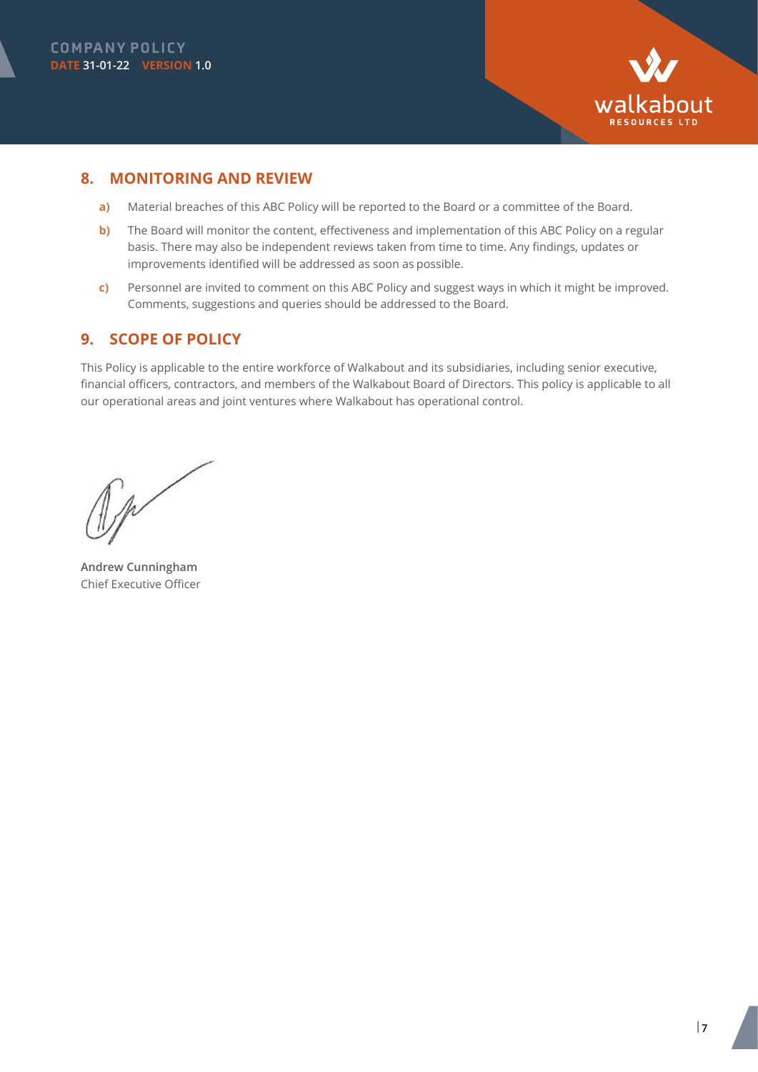## 8. MONITORING AND REVIEW

a) Material breaches of this ABC Policy will be reported to the Board or a committee of the Board.

b) The Board will monitor the content, effectiveness and implementation of this ABC Policy on a regular basis. There may also be independent reviews taken from time to time. Any findings, updates or improvements identified will be addressed as soon as possible.

c) Personnel are invited to comment on this ABC Policy and suggest ways in which it might be improved. Comments, suggestions and queries should be addressed to the Board.

## 9. SCOPE OF POLICY

This Policy is applicable to the entire workforce of Walkabout and its subsidiaries, including senior executive, financial officers, contractors, and members of the Walkabout Board of Directors. This policy is applicable to all our operational areas and joint ventures where Walkabout has operational control.

**Andrew Cunningham**
Chief Executive Officer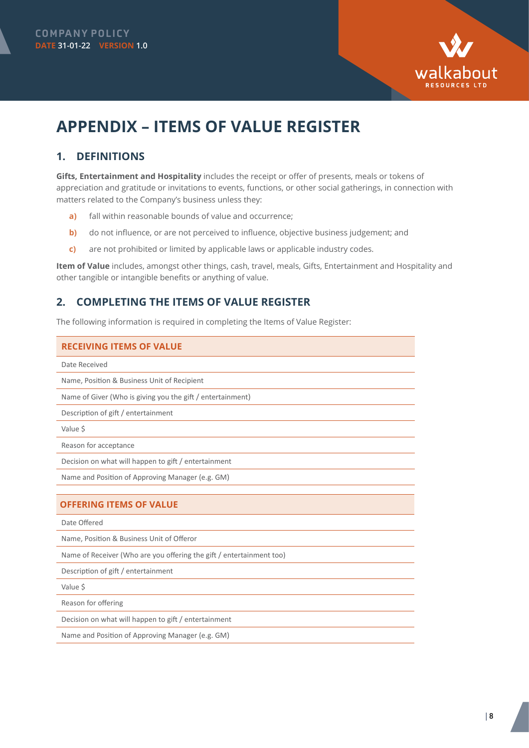# APPENDIX – ITEMS OF VALUE REGISTER

## 1. DEFINITIONS

**Gifts, Entertainment and Hospitality** includes the receipt or offer of presents, meals or tokens of appreciation and gratitude or invitations to events, functions, or other social gatherings, in connection with matters related to the Company's business unless they:

a) fall within reasonable bounds of value and occurrence;

b) do not influence, or are not perceived to influence, objective business judgement; and

c) are not prohibited or limited by applicable laws or applicable industry codes.

**Item of Value** includes, amongst other things, cash, travel, meals, Gifts, Entertainment and Hospitality and other tangible or intangible benefits or anything of value.

## 2. COMPLETING THE ITEMS OF VALUE REGISTER

The following information is required in completing the Items of Value Register:

| RECEIVING ITEMS OF VALUE |
|---|
| Date Received |
| Name, Position & Business Unit of Recipient |
| Name of Giver (Who is giving you the gift / entertainment) |
| Description of gift / entertainment |
| Value $ |
| Reason for acceptance |
| Decision on what will happen to gift / entertainment |
| Name and Position of Approving Manager (e.g. GM) |

| OFFERING ITEMS OF VALUE |
|---|
| Date Offered |
| Name, Position & Business Unit of Offeror |
| Name of Receiver (Who are you offering the gift / entertainment too) |
| Description of gift / entertainment |
| Value $ |
| Reason for offering |
| Decision on what will happen to gift / entertainment |
| Name and Position of Approving Manager (e.g. GM) |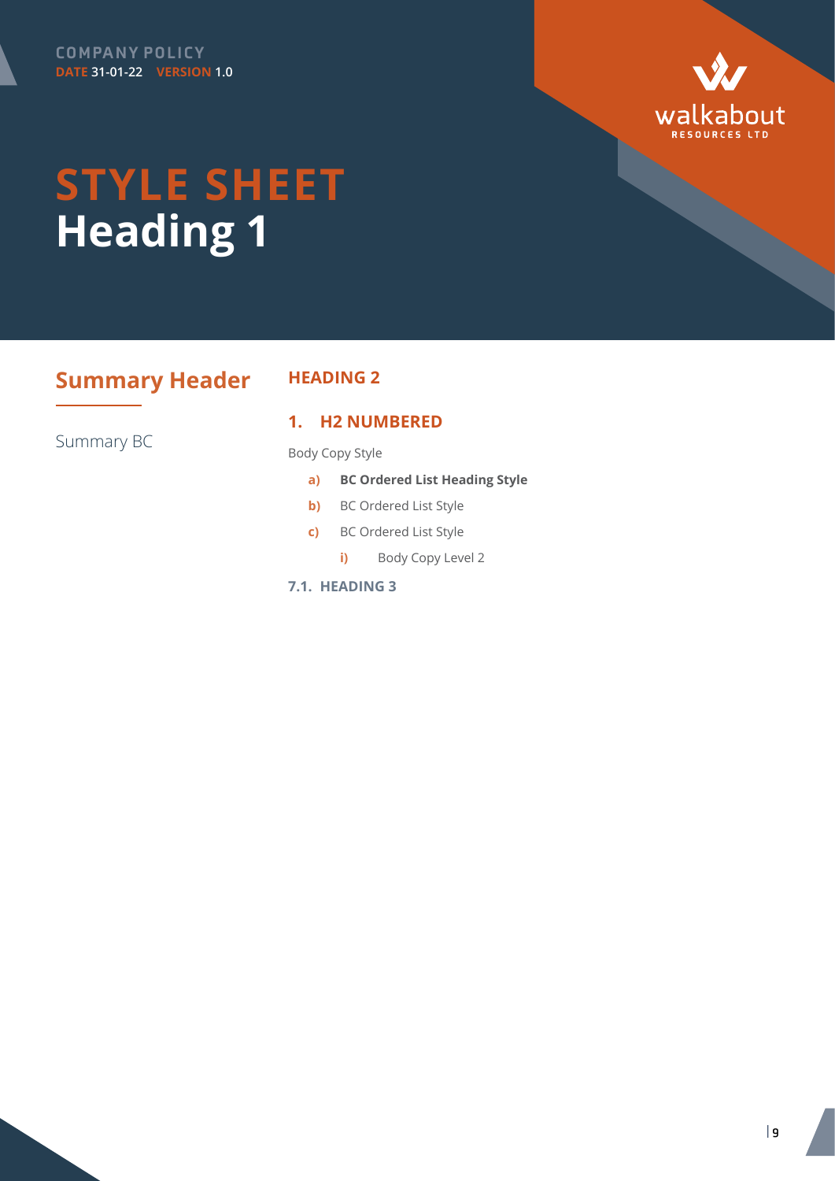COMPANY POLICY
**DATE** 31-01-22 **VERSION** 1.0

walkabout
RESOURCES LTD

# STYLE SHEET
# Heading 1

## Summary Header

Summary BC

## HEADING 2

## 1. H2 NUMBERED

Body Copy Style

a) **BC Ordered List Heading Style**

b) BC Ordered List Style

c) BC Ordered List Style

   i) Body Copy Level 2

### 7.1. HEADING 3